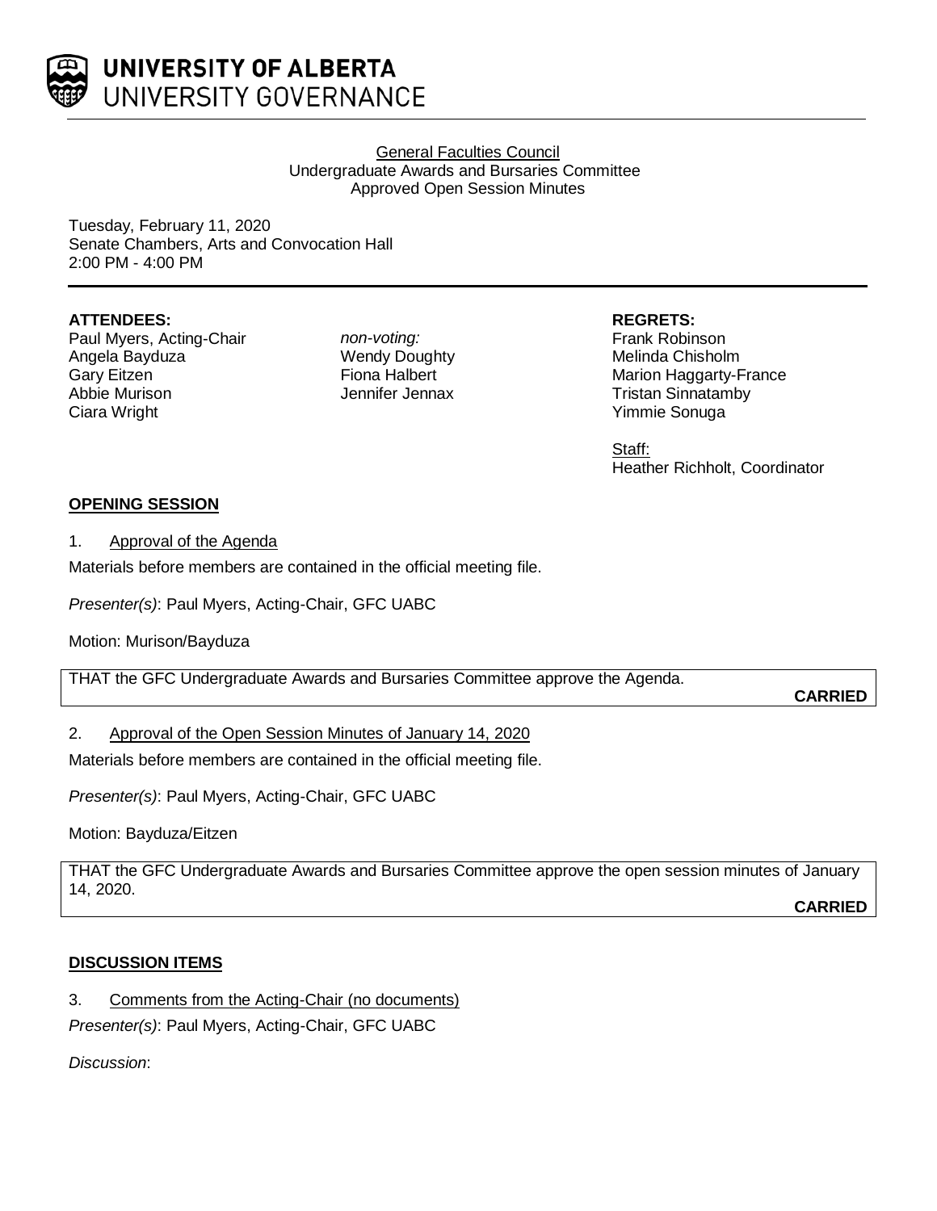# UNIVERSITY OF ALBERTA
## UNIVERSITY GOVERNANCE

General Faculties Council
Undergraduate Awards and Bursaries Committee
Approved Open Session Minutes

Tuesday, February 11, 2020
Senate Chambers, Arts and Convocation Hall
2:00 PM - 4:00 PM

---

**ATTENDEES:**
Paul Myers, Acting-Chair
Angela Bayduza
Gary Eitzen
Abbie Murison
Ciara Wright

*non-voting:*
Wendy Doughty
Fiona Halbert
Jennifer Jennax

**REGRETS:**
Frank Robinson
Melinda Chisholm
Marion Haggarty-France
Tristan Sinnatamby
Yimmie Sonuga

Staff:
Heather Richholt, Coordinator

**OPENING SESSION**

1. Approval of the Agenda

Materials before members are contained in the official meeting file.

*Presenter(s)*: Paul Myers, Acting-Chair, GFC UABC

Motion: Murison/Bayduza

THAT the GFC Undergraduate Awards and Bursaries Committee approve the Agenda.

**CARRIED**

2. Approval of the Open Session Minutes of January 14, 2020

Materials before members are contained in the official meeting file.

*Presenter(s)*: Paul Myers, Acting-Chair, GFC UABC

Motion: Bayduza/Eitzen

THAT the GFC Undergraduate Awards and Bursaries Committee approve the open session minutes of January 14, 2020.

**CARRIED**

**DISCUSSION ITEMS**

3. Comments from the Acting-Chair (no documents)

*Presenter(s)*: Paul Myers, Acting-Chair, GFC UABC

*Discussion*: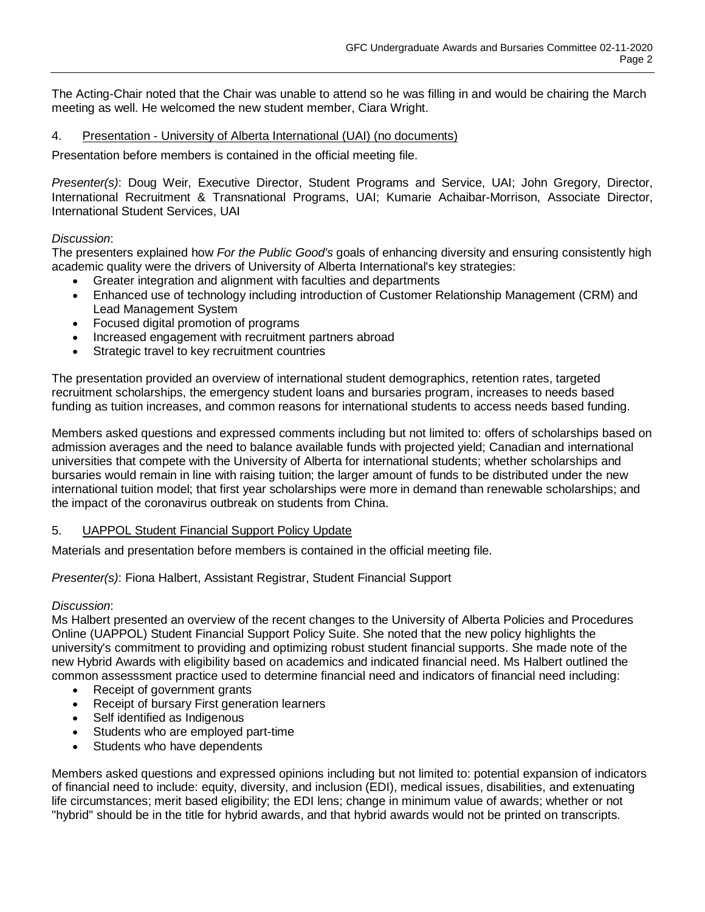The Acting-Chair noted that the Chair was unable to attend so he was filling in and would be chairing the March meeting as well. He welcomed the new student member, Ciara Wright.

4. <u>Presentation - University of Alberta International (UAI) (no documents)</u>

Presentation before members is contained in the official meeting file.

*Presenter(s)*: Doug Weir, Executive Director, Student Programs and Service, UAI; John Gregory, Director, International Recruitment & Transnational Programs, UAI; Kumarie Achaibar-Morrison, Associate Director, International Student Services, UAI

*Discussion*:
The presenters explained how *For the Public Good's* goals of enhancing diversity and ensuring consistently high academic quality were the drivers of University of Alberta International's key strategies:

- Greater integration and alignment with faculties and departments
- Enhanced use of technology including introduction of Customer Relationship Management (CRM) and Lead Management System
- Focused digital promotion of programs
- Increased engagement with recruitment partners abroad
- Strategic travel to key recruitment countries

The presentation provided an overview of international student demographics, retention rates, targeted recruitment scholarships, the emergency student loans and bursaries program, increases to needs based funding as tuition increases, and common reasons for international students to access needs based funding.

Members asked questions and expressed comments including but not limited to: offers of scholarships based on admission averages and the need to balance available funds with projected yield; Canadian and international universities that compete with the University of Alberta for international students; whether scholarships and bursaries would remain in line with raising tuition; the larger amount of funds to be distributed under the new international tuition model; that first year scholarships were more in demand than renewable scholarships; and the impact of the coronavirus outbreak on students from China.

5. <u>UAPPOL Student Financial Support Policy Update</u>

Materials and presentation before members is contained in the official meeting file.

*Presenter(s)*: Fiona Halbert, Assistant Registrar, Student Financial Support

*Discussion*:
Ms Halbert presented an overview of the recent changes to the University of Alberta Policies and Procedures Online (UAPPOL) Student Financial Support Policy Suite. She noted that the new policy highlights the university's commitment to providing and optimizing robust student financial supports. She made note of the new Hybrid Awards with eligibility based on academics and indicated financial need. Ms Halbert outlined the common assesssment practice used to determine financial need and indicators of financial need including:

- Receipt of government grants
- Receipt of bursary First generation learners
- Self identified as Indigenous
- Students who are employed part-time
- Students who have dependents

Members asked questions and expressed opinions including but not limited to: potential expansion of indicators of financial need to include: equity, diversity, and inclusion (EDI), medical issues, disabilities, and extenuating life circumstances; merit based eligibility; the EDI lens; change in minimum value of awards; whether or not "hybrid" should be in the title for hybrid awards, and that hybrid awards would not be printed on transcripts.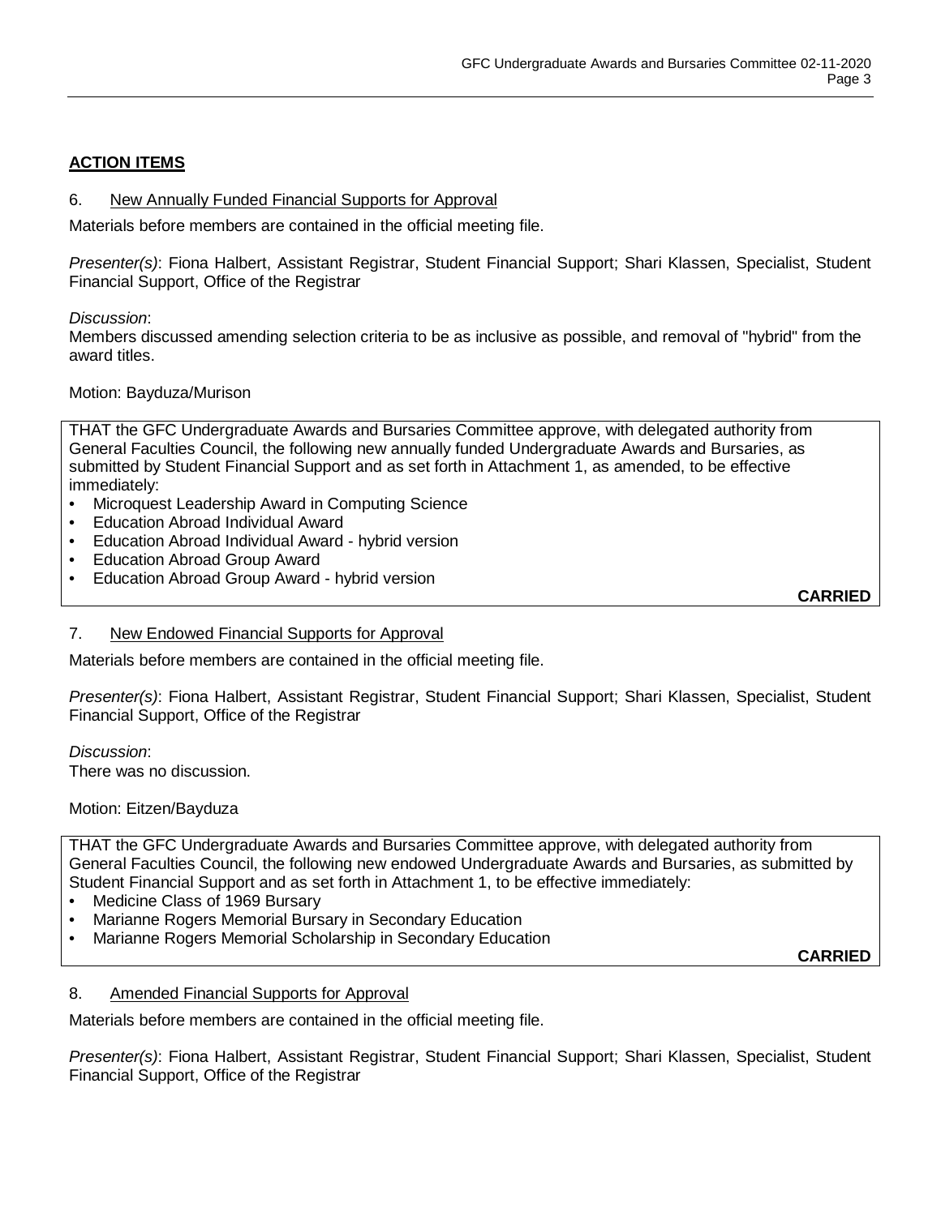## ACTION ITEMS

### 6. New Annually Funded Financial Supports for Approval

Materials before members are contained in the official meeting file.

*Presenter(s)*: Fiona Halbert, Assistant Registrar, Student Financial Support; Shari Klassen, Specialist, Student Financial Support, Office of the Registrar

*Discussion*:
Members discussed amending selection criteria to be as inclusive as possible, and removal of "hybrid" from the award titles.

Motion: Bayduza/Murison

THAT the GFC Undergraduate Awards and Bursaries Committee approve, with delegated authority from General Faculties Council, the following new annually funded Undergraduate Awards and Bursaries, as submitted by Student Financial Support and as set forth in Attachment 1, as amended, to be effective immediately:

- Microquest Leadership Award in Computing Science
- Education Abroad Individual Award
- Education Abroad Individual Award - hybrid version
- Education Abroad Group Award
- Education Abroad Group Award - hybrid version

**CARRIED**

### 7. New Endowed Financial Supports for Approval

Materials before members are contained in the official meeting file.

*Presenter(s)*: Fiona Halbert, Assistant Registrar, Student Financial Support; Shari Klassen, Specialist, Student Financial Support, Office of the Registrar

*Discussion*:
There was no discussion.

Motion: Eitzen/Bayduza

THAT the GFC Undergraduate Awards and Bursaries Committee approve, with delegated authority from General Faculties Council, the following new endowed Undergraduate Awards and Bursaries, as submitted by Student Financial Support and as set forth in Attachment 1, to be effective immediately:

- Medicine Class of 1969 Bursary
- Marianne Rogers Memorial Bursary in Secondary Education
- Marianne Rogers Memorial Scholarship in Secondary Education

**CARRIED**

### 8. Amended Financial Supports for Approval

Materials before members are contained in the official meeting file.

*Presenter(s)*: Fiona Halbert, Assistant Registrar, Student Financial Support; Shari Klassen, Specialist, Student Financial Support, Office of the Registrar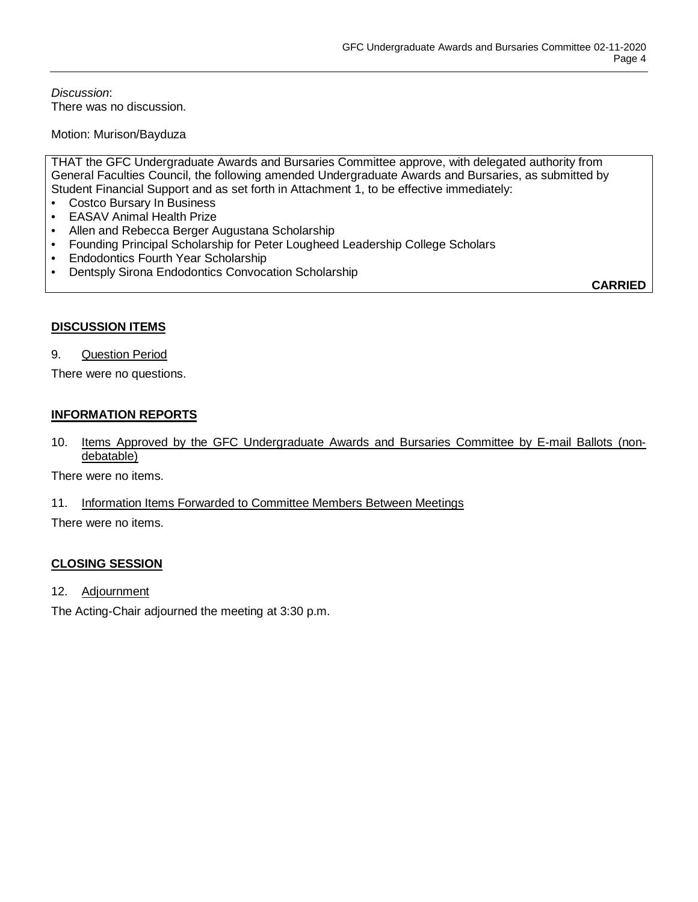*Discussion*:
There was no discussion.

Motion: Murison/Bayduza

THAT the GFC Undergraduate Awards and Bursaries Committee approve, with delegated authority from General Faculties Council, the following amended Undergraduate Awards and Bursaries, as submitted by Student Financial Support and as set forth in Attachment 1, to be effective immediately:

- Costco Bursary In Business
- EASAV Animal Health Prize
- Allen and Rebecca Berger Augustana Scholarship
- Founding Principal Scholarship for Peter Lougheed Leadership College Scholars
- Endodontics Fourth Year Scholarship
- Dentsply Sirona Endodontics Convocation Scholarship

**CARRIED**

## DISCUSSION ITEMS

9. Question Period

There were no questions.

## INFORMATION REPORTS

10. Items Approved by the GFC Undergraduate Awards and Bursaries Committee by E-mail Ballots (non-debatable)

There were no items.

11. Information Items Forwarded to Committee Members Between Meetings

There were no items.

## CLOSING SESSION

12. Adjournment

The Acting-Chair adjourned the meeting at 3:30 p.m.